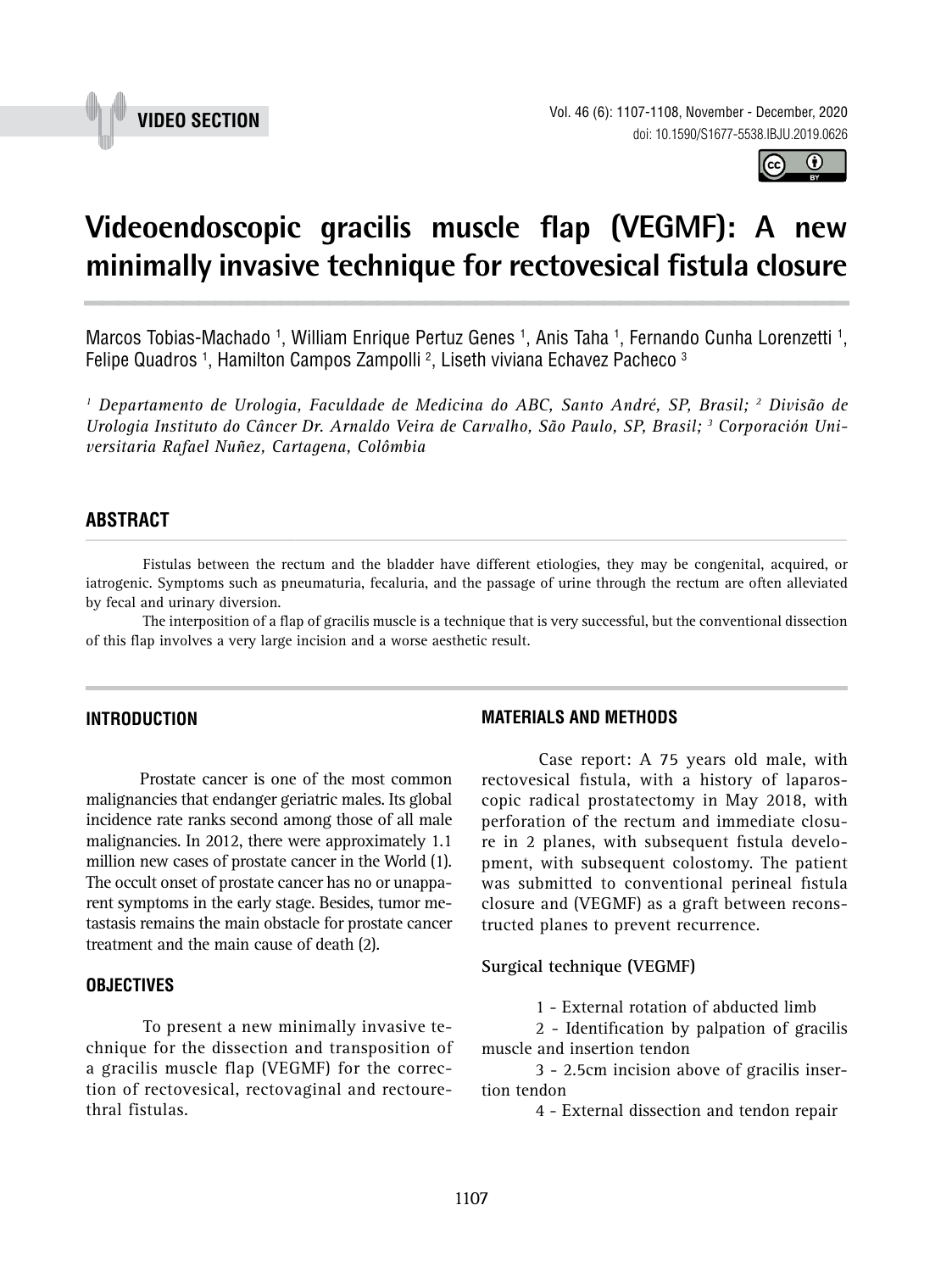VIDEO SECTION

# Videoendoscopic gracilis muscle flap (VEGMF): A new minimally invasive technique for rectovesical fistula closure

Marcos Tobias-Machado [1], William Enrique Pertuz Genes [1], Anis Taha [1], Fernando Cunha Lorenzetti [1], Felipe Quadros [1], Hamilton Campos Zampolli [2], Liseth viviana Echavez Pacheco [3]

*[1] Departamento de Urologia, Faculdade de Medicina do ABC, Santo André, SP, Brasil; [2] Divisão de Urologia Instituto do Câncer Dr. Arnaldo Veira de Carvalho, São Paulo, SP, Brasil; [3] Corporación Universitaria Rafael Nuñez, Cartagena, Colômbia*

## ABSTRACT

Fistulas between the rectum and the bladder have different etiologies, they may be congenital, acquired, or iatrogenic. Symptoms such as pneumaturia, fecaluria, and the passage of urine through the rectum are often alleviated by fecal and urinary diversion.

The interposition of a flap of gracilis muscle is a technique that is very successful, but the conventional dissection of this flap involves a very large incision and a worse aesthetic result.

## INTRODUCTION

Prostate cancer is one of the most common malignancies that endanger geriatric males. Its global incidence rate ranks second among those of all male malignancies. In 2012, there were approximately 1.1 million new cases of prostate cancer in the World (1). The occult onset of prostate cancer has no or unapparent symptoms in the early stage. Besides, tumor metastasis remains the main obstacle for prostate cancer treatment and the main cause of death (2).

## OBJECTIVES

To present a new minimally invasive technique for the dissection and transposition of a gracilis muscle flap (VEGMF) for the correction of rectovesical, rectovaginal and rectourethral fistulas.

## MATERIALS AND METHODS

Case report: A 75 years old male, with rectovesical fistula, with a history of laparoscopic radical prostatectomy in May 2018, with perforation of the rectum and immediate closure in 2 planes, with subsequent fistula development, with subsequent colostomy. The patient was submitted to conventional perineal fistula closure and (VEGMF) as a graft between reconstructed planes to prevent recurrence.

**Surgical technique (VEGMF)**

1 - External rotation of abducted limb

2 - Identification by palpation of gracilis muscle and insertion tendon

3 - 2.5cm incision above of gracilis insertion tendon

4 - External dissection and tendon repair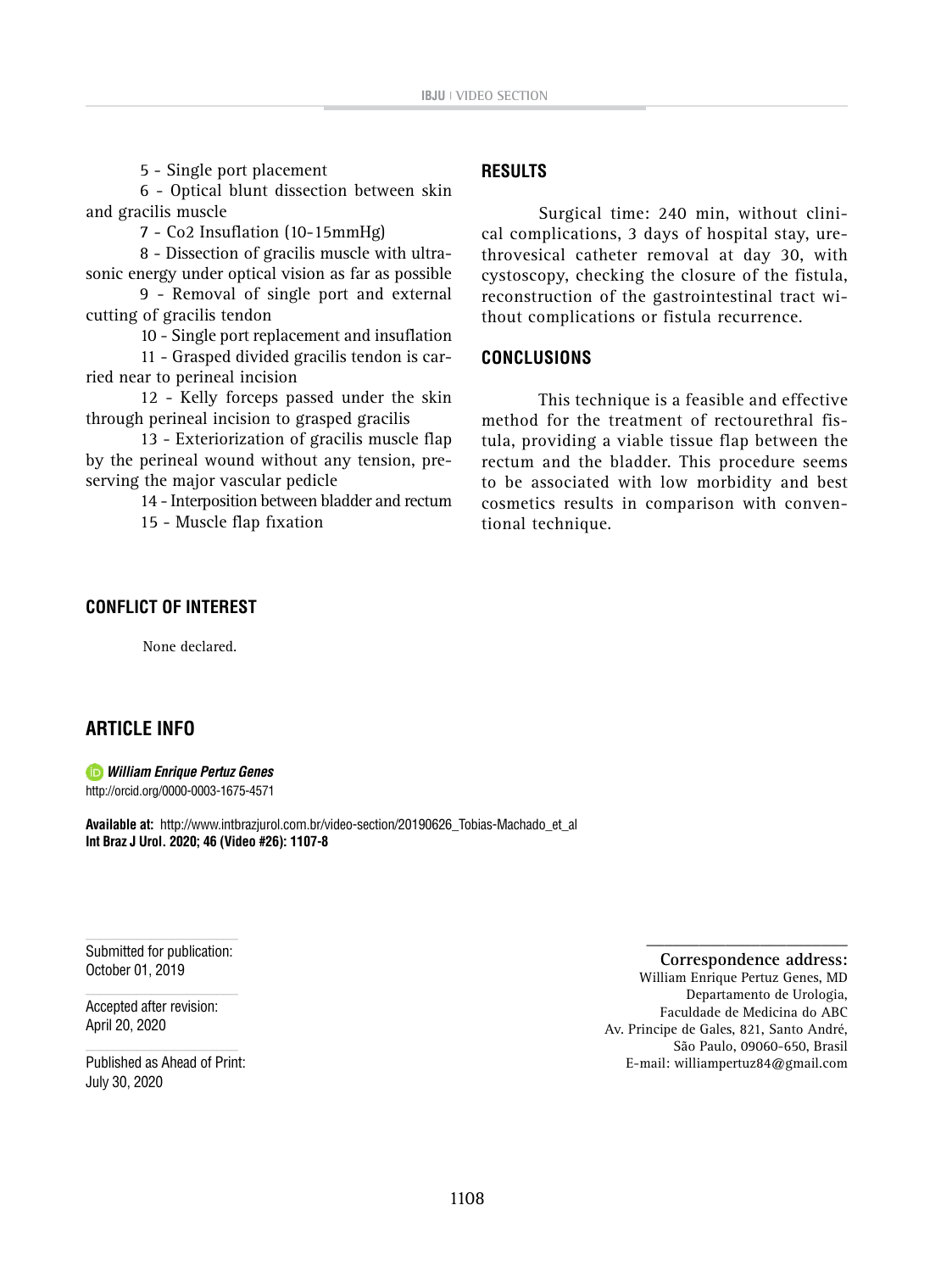5 - Single port placement

6 - Optical blunt dissection between skin and gracilis muscle

7 - $CO_2$ Insuflation (10-15mmHg)

8 - Dissection of gracilis muscle with ultrasonic energy under optical vision as far as possible

9 - Removal of single port and external cutting of gracilis tendon

10 - Single port replacement and insuflation

11 - Grasped divided gracilis tendon is carried near to perineal incision

12 - Kelly forceps passed under the skin through perineal incision to grasped gracilis

13 - Exteriorization of gracilis muscle flap by the perineal wound without any tension, preserving the major vascular pedicle

14 - Interposition between bladder and rectum

15 - Muscle flap fixation

## RESULTS

Surgical time: 240 min, without clinical complications, 3 days of hospital stay, urethrovesical catheter removal at day 30, with cystoscopy, checking the closure of the fistula, reconstruction of the gastrointestinal tract without complications or fistula recurrence.

## CONCLUSIONS

This technique is a feasible and effective method for the treatment of rectourethral fistula, providing a viable tissue flap between the rectum and the bladder. This procedure seems to be associated with low morbidity and best cosmetics results in comparison with conventional technique.

## CONFLICT OF INTEREST

None declared.

## ARTICLE INFO

***William Enrique Pertuz Genes***
http://orcid.org/0000-0003-1675-4571

**Available at:** http://www.intbrazjurol.com.br/video-section/20190626_Tobias-Machado_et_al
**Int Braz J Urol. 2020; 46 (Video #26): 1107-8**

Submitted for publication:
October 01, 2019

Accepted after revision:
April 20, 2020

Published as Ahead of Print:
July 30, 2020

**Correspondence address:**
William Enrique Pertuz Genes, MD
Departamento de Urologia,
Faculdade de Medicina do ABC
Av. Principe de Gales, 821, Santo André,
São Paulo, 09060-650, Brasil
E-mail: williampertuz84@gmail.com